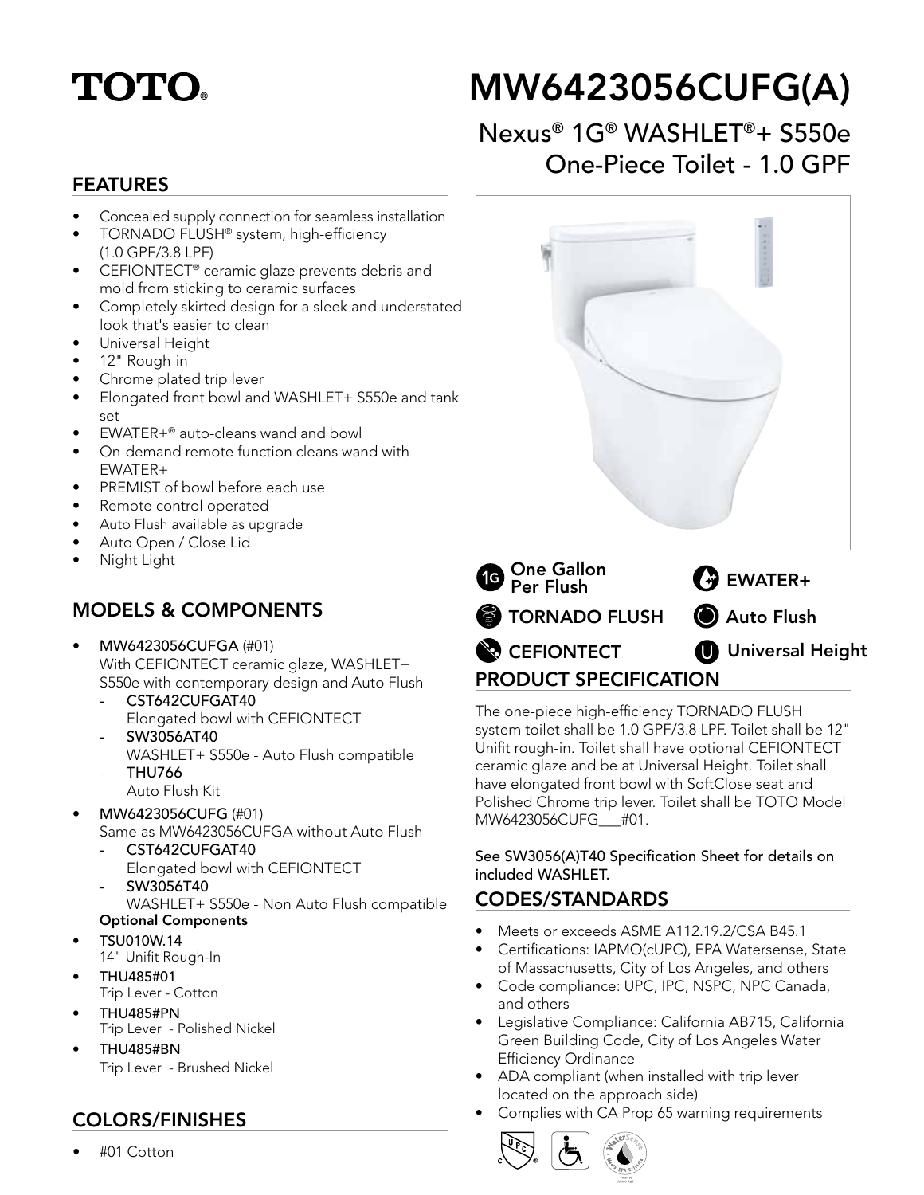# TOTO®

# MW6423056CUFG(A)

## Nexus® 1G® WASHLET®+ S550e One-Piece Toilet - 1.0 GPF

## FEATURES

- Concealed supply connection for seamless installation
- TORNADO FLUSH® system, high-efficiency (1.0 GPF/3.8 LPF)
- CEFIONTECT® ceramic glaze prevents debris and mold from sticking to ceramic surfaces
- Completely skirted design for a sleek and understated look that's easier to clean
- Universal Height
- 12" Rough-in
- Chrome plated trip lever
- Elongated front bowl and WASHLET+ S550e and tank set
- EWATER+® auto-cleans wand and bowl
- On-demand remote function cleans wand with EWATER+
- PREMIST of bowl before each use
- Remote control operated
- Auto Flush available as upgrade
- Auto Open / Close Lid
- Night Light

One Gallon Per Flush | EWATER+ | TORNADO FLUSH | Auto Flush | CEFIONTECT | Universal Height

## MODELS & COMPONENTS

- **MW6423056CUFGA** (#01)
  With CEFIONTECT ceramic glaze, WASHLET+ S550e with contemporary design and Auto Flush
  - **CST642CUFGAT40**
    Elongated bowl with CEFIONTECT
  - **SW3056AT40**
    WASHLET+ S550e - Auto Flush compatible
  - **THU766**
    Auto Flush Kit
- **MW6423056CUFG** (#01)
  Same as MW6423056CUFGA without Auto Flush
  - **CST642CUFGAT40**
    Elongated bowl with CEFIONTECT
  - **SW3056T40**
    WASHLET+ S550e - Non Auto Flush compatible

**Optional Components**

- **TSU010W.14**
  14" Unifit Rough-In
- **THU485#01**
  Trip Lever - Cotton
- **THU485#PN**
  Trip Lever - Polished Nickel
- **THU485#BN**
  Trip Lever - Brushed Nickel

## COLORS/FINISHES

- #01 Cotton

## PRODUCT SPECIFICATION

The one-piece high-efficiency TORNADO FLUSH system toilet shall be 1.0 GPF/3.8 LPF. Toilet shall be 12" Unifit rough-in. Toilet shall have optional CEFIONTECT ceramic glaze and be at Universal Height. Toilet shall have elongated front bowl with SoftClose seat and Polished Chrome trip lever. Toilet shall be TOTO Model MW6423056CUFG___#01.

See SW3056(A)T40 Specification Sheet for details on included WASHLET.

## CODES/STANDARDS

- Meets or exceeds ASME A112.19.2/CSA B45.1
- Certifications: IAPMO(cUPC), EPA Watersense, State of Massachusetts, City of Los Angeles, and others
- Code compliance: UPC, IPC, NSPC, NPC Canada, and others
- Legislative Compliance: California AB715, California Green Building Code, City of Los Angeles Water Efficiency Ordinance
- ADA compliant (when installed with trip lever located on the approach side)
- Complies with CA Prop 65 warning requirements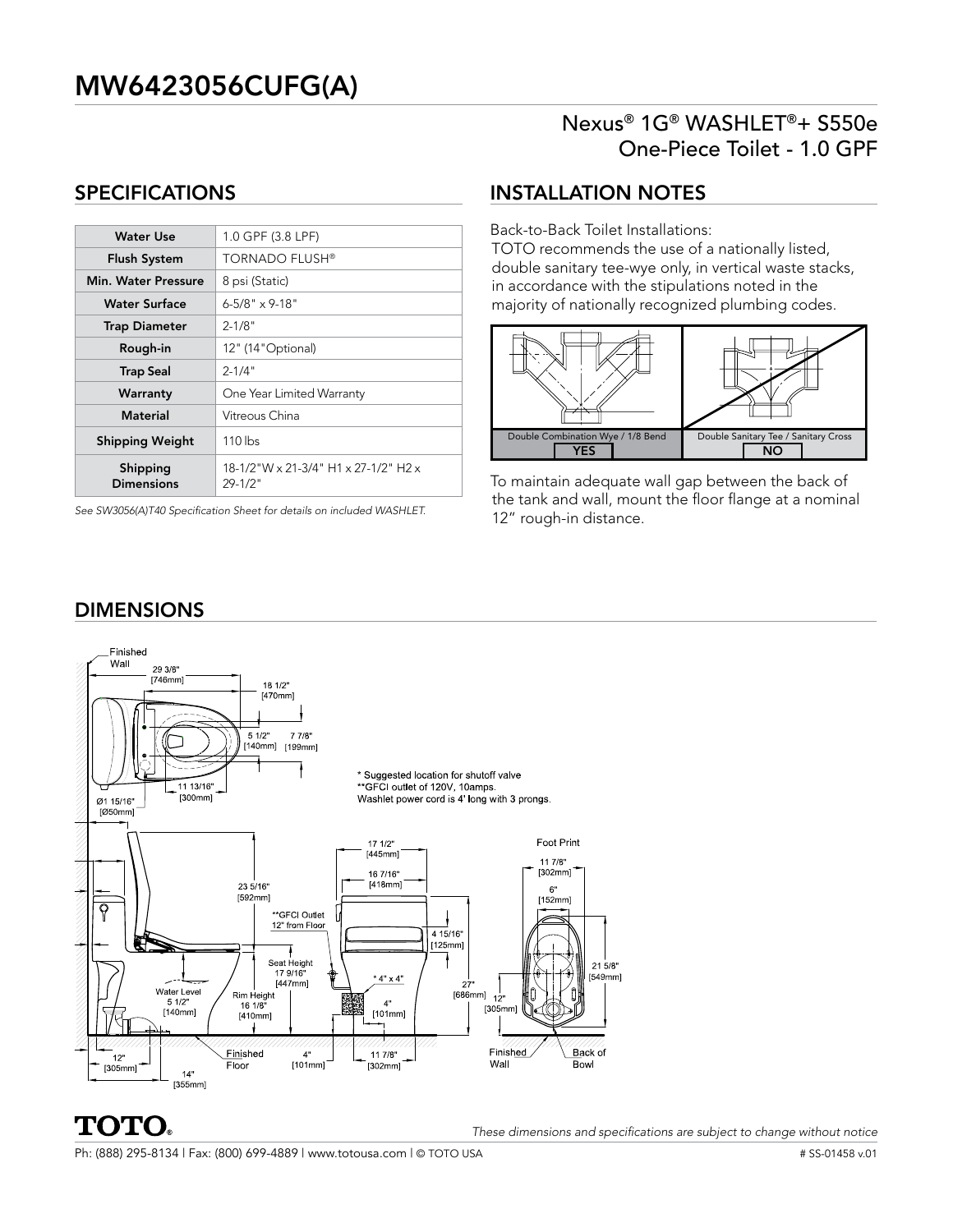# MW6423056CUFG(A)

Nexus® 1G® WASHLET®+ S550e
One-Piece Toilet - 1.0 GPF

## SPECIFICATIONS

| | |
|---|---|
| **Water Use** | 1.0 GPF (3.8 LPF) |
| **Flush System** | TORNADO FLUSH® |
| **Min. Water Pressure** | 8 psi (Static) |
| **Water Surface** | 6-5/8" x 9-18" |
| **Trap Diameter** | 2-1/8" |
| **Rough-in** | 12" (14"Optional) |
| **Trap Seal** | 2-1/4" |
| **Warranty** | One Year Limited Warranty |
| **Material** | Vitreous China |
| **Shipping Weight** | 110 lbs |
| **Shipping Dimensions** | 18-1/2"W x 21-3/4" H1 x 27-1/2" H2 x 29-1/2" |

*See SW3056(A)T40 Specification Sheet for details on included WASHLET.*

## INSTALLATION NOTES

Back-to-Back Toilet Installations:
TOTO recommends the use of a nationally listed, double sanitary tee-wye only, in vertical waste stacks, in accordance with the stipulations noted in the majority of nationally recognized plumbing codes.

Double Combination Wye / 1/8 Bend
YES

Double Sanitary Tee / Sanitary Cross
NO

To maintain adequate wall gap between the back of the tank and wall, mount the floor flange at a nominal 12" rough-in distance.

## DIMENSIONS

Finished Wall
29 3/8" [746mm]
18 1/2" [470mm]
5 1/2" [140mm]
7 7/8" [199mm]
11 13/16" [300mm]
Ø1 15/16" [Ø50mm]

\* Suggested location for shutoff valve
\*\*GFCI outlet of 120V, 10amps.
Washlet power cord is 4' long with 3 prongs.

23 5/16" [592mm]
\*\*GFCI Outlet 12" from Floor
Seat Height 17 9/16" [447mm]
Water Level 5 1/2" [140mm]
Rim Height 16 1/8" [410mm]
12" [305mm]
14" [355mm]
Finished Floor
4" [101mm]

17 1/2" [445mm]
16 7/16" [418mm]
4 15/16" [125mm]
\* 4" x 4"
27" [686mm]
4" [101mm]
11 7/8" [302mm]

Foot Print
11 7/8" [302mm]
6" [152mm]
21 5/8" [549mm]
12" [305mm]
Finished Wall
Back of Bowl

*These dimensions and specifications are subject to change without notice*

Ph: (888) 295-8134 | Fax: (800) 699-4889 | www.totousa.com | © TOTO USA

\# SS-01458 v.01